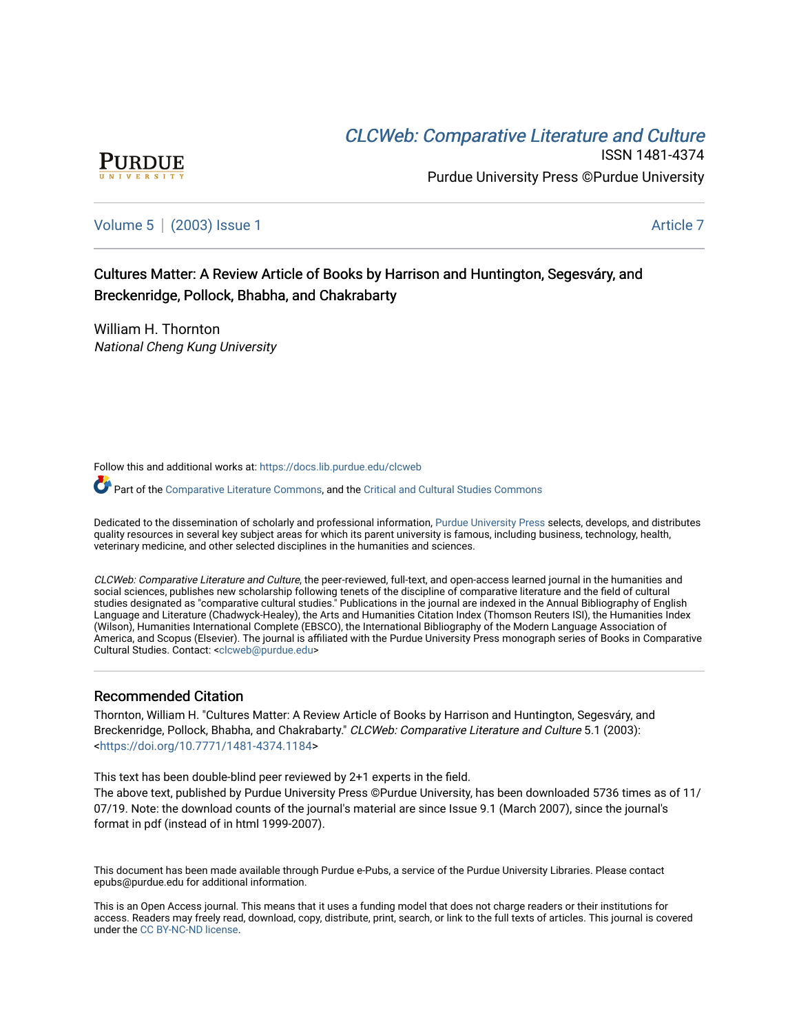# *CLCWeb: Comparative Literature and Culture*

ISSN 1481-4374

Purdue University Press ©Purdue University

Volume 5 | (2003) Issue 1 Article 7

## Cultures Matter: A Review Article of Books by Harrison and Huntington, Segesváry, and Breckenridge, Pollock, Bhabha, and Chakrabarty

William H. Thornton
*National Cheng Kung University*

Follow this and additional works at: https://docs.lib.purdue.edu/clcweb

Part of the Comparative Literature Commons, and the Critical and Cultural Studies Commons

Dedicated to the dissemination of scholarly and professional information, Purdue University Press selects, develops, and distributes quality resources in several key subject areas for which its parent university is famous, including business, technology, health, veterinary medicine, and other selected disciplines in the humanities and sciences.

*CLCWeb: Comparative Literature and Culture*, the peer-reviewed, full-text, and open-access learned journal in the humanities and social sciences, publishes new scholarship following tenets of the discipline of comparative literature and the field of cultural studies designated as "comparative cultural studies." Publications in the journal are indexed in the Annual Bibliography of English Language and Literature (Chadwyck-Healey), the Arts and Humanities Citation Index (Thomson Reuters ISI), the Humanities Index (Wilson), Humanities International Complete (EBSCO), the International Bibliography of the Modern Language Association of America, and Scopus (Elsevier). The journal is affiliated with the Purdue University Press monograph series of Books in Comparative Cultural Studies. Contact: <clcweb@purdue.edu>

### Recommended Citation

Thornton, William H. "Cultures Matter: A Review Article of Books by Harrison and Huntington, Segesváry, and Breckenridge, Pollock, Bhabha, and Chakrabarty." *CLCWeb: Comparative Literature and Culture* 5.1 (2003): <https://doi.org/10.7771/1481-4374.1184>

This text has been double-blind peer reviewed by 2+1 experts in the field.
The above text, published by Purdue University Press ©Purdue University, has been downloaded 5736 times as of 11/07/19. Note: the download counts of the journal's material are since Issue 9.1 (March 2007), since the journal's format in pdf (instead of in html 1999-2007).

This document has been made available through Purdue e-Pubs, a service of the Purdue University Libraries. Please contact epubs@purdue.edu for additional information.

This is an Open Access journal. This means that it uses a funding model that does not charge readers or their institutions for access. Readers may freely read, download, copy, distribute, print, search, or link to the full texts of articles. This journal is covered under the CC BY-NC-ND license.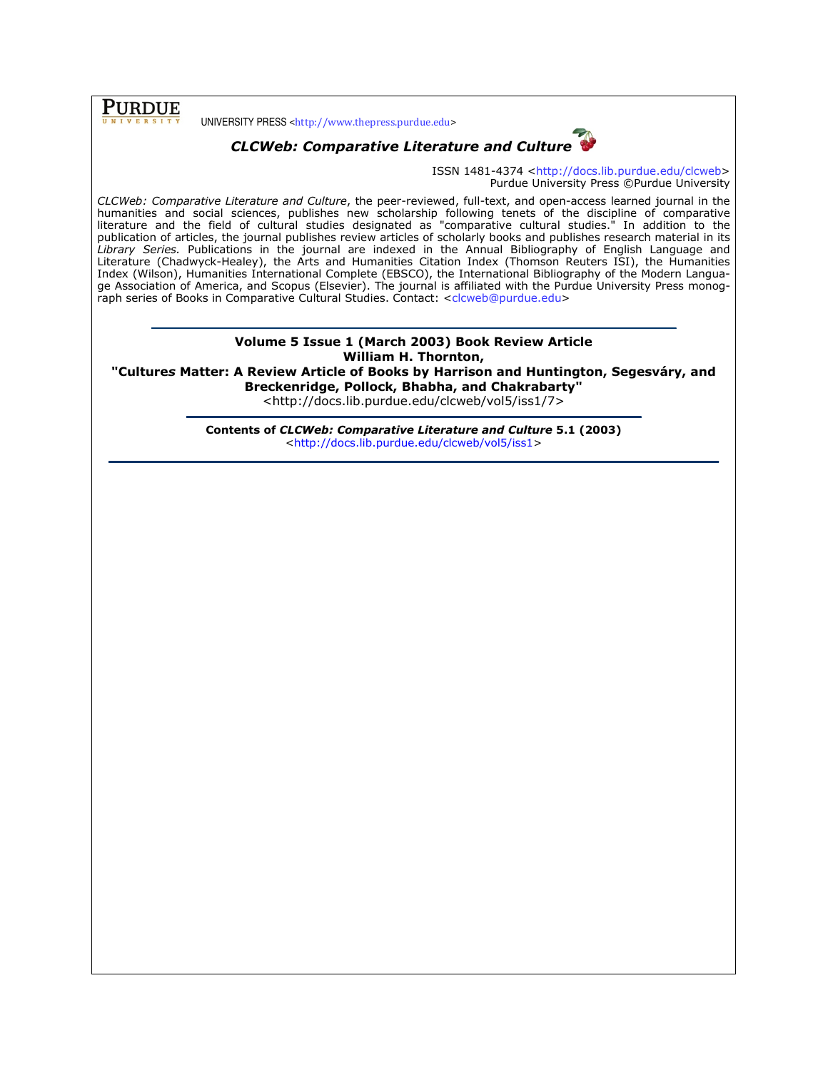**PURDUE** UNIVERSITY

UNIVERSITY PRESS <http://www.thepress.purdue.edu>

***CLCWeb: Comparative Literature and Culture***

ISSN 1481-4374 <http://docs.lib.purdue.edu/clcweb>
Purdue University Press ©Purdue University

*CLCWeb: Comparative Literature and Culture*, the peer-reviewed, full-text, and open-access learned journal in the humanities and social sciences, publishes new scholarship following tenets of the discipline of comparative literature and the field of cultural studies designated as "comparative cultural studies." In addition to the publication of articles, the journal publishes review articles of scholarly books and publishes research material in its *Library Series*. Publications in the journal are indexed in the Annual Bibliography of English Language and Literature (Chadwyck-Healey), the Arts and Humanities Citation Index (Thomson Reuters ISI), the Humanities Index (Wilson), Humanities International Complete (EBSCO), the International Bibliography of the Modern Language Association of America, and Scopus (Elsevier). The journal is affiliated with the Purdue University Press monograph series of Books in Comparative Cultural Studies. Contact: <clcweb@purdue.edu>

---

**Volume 5 Issue 1 (March 2003) Book Review Article**
**William H. Thornton,**
**"Culture*s* Matter: A Review Article of Books by Harrison and Huntington, Segesváry, and Breckenridge, Pollock, Bhabha, and Chakrabarty"**
<http://docs.lib.purdue.edu/clcweb/vol5/iss1/7>

---

**Contents of *CLCWeb: Comparative Literature and Culture* 5.1 (2003)**
<http://docs.lib.purdue.edu/clcweb/vol5/iss1>

---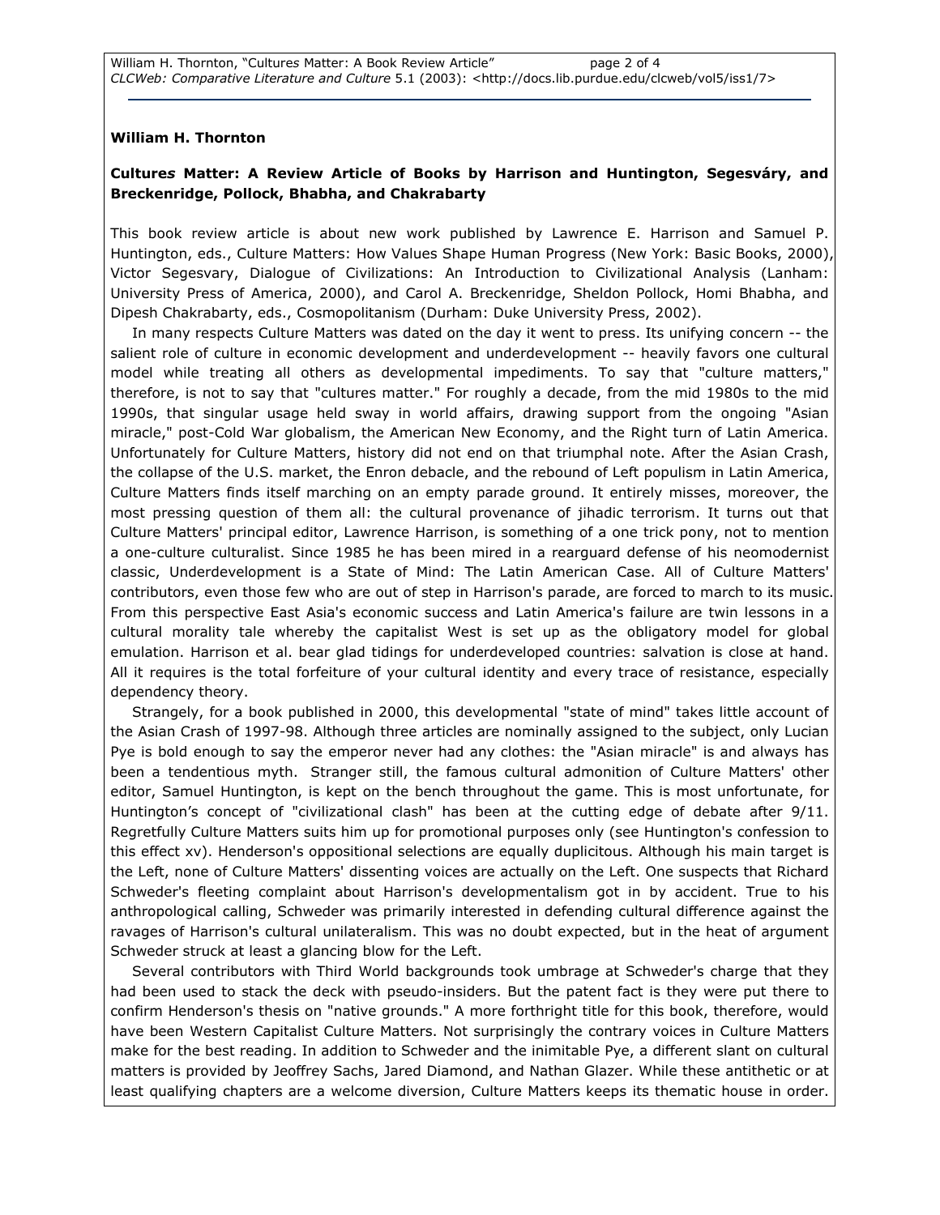**William H. Thornton**

**Culture*s* Matter: A Review Article of Books by Harrison and Huntington, Segesváry, and Breckenridge, Pollock, Bhabha, and Chakrabarty**

This book review article is about new work published by Lawrence E. Harrison and Samuel P. Huntington, eds., Culture Matters: How Values Shape Human Progress (New York: Basic Books, 2000), Victor Segesvary, Dialogue of Civilizations: An Introduction to Civilizational Analysis (Lanham: University Press of America, 2000), and Carol A. Breckenridge, Sheldon Pollock, Homi Bhabha, and Dipesh Chakrabarty, eds., Cosmopolitanism (Durham: Duke University Press, 2002).

In many respects Culture Matters was dated on the day it went to press. Its unifying concern -- the salient role of culture in economic development and underdevelopment -- heavily favors one cultural model while treating all others as developmental impediments. To say that "culture matters," therefore, is not to say that "cultures matter." For roughly a decade, from the mid 1980s to the mid 1990s, that singular usage held sway in world affairs, drawing support from the ongoing "Asian miracle," post-Cold War globalism, the American New Economy, and the Right turn of Latin America. Unfortunately for Culture Matters, history did not end on that triumphal note. After the Asian Crash, the collapse of the U.S. market, the Enron debacle, and the rebound of Left populism in Latin America, Culture Matters finds itself marching on an empty parade ground. It entirely misses, moreover, the most pressing question of them all: the cultural provenance of jihadic terrorism. It turns out that Culture Matters' principal editor, Lawrence Harrison, is something of a one trick pony, not to mention a one-culture culturalist. Since 1985 he has been mired in a rearguard defense of his neomodernist classic, Underdevelopment is a State of Mind: The Latin American Case. All of Culture Matters' contributors, even those few who are out of step in Harrison's parade, are forced to march to its music. From this perspective East Asia's economic success and Latin America's failure are twin lessons in a cultural morality tale whereby the capitalist West is set up as the obligatory model for global emulation. Harrison et al. bear glad tidings for underdeveloped countries: salvation is close at hand. All it requires is the total forfeiture of your cultural identity and every trace of resistance, especially dependency theory.

Strangely, for a book published in 2000, this developmental "state of mind" takes little account of the Asian Crash of 1997-98. Although three articles are nominally assigned to the subject, only Lucian Pye is bold enough to say the emperor never had any clothes: the "Asian miracle" is and always has been a tendentious myth. Stranger still, the famous cultural admonition of Culture Matters' other editor, Samuel Huntington, is kept on the bench throughout the game. This is most unfortunate, for Huntington's concept of "civilizational clash" has been at the cutting edge of debate after 9/11. Regretfully Culture Matters suits him up for promotional purposes only (see Huntington's confession to this effect xv). Henderson's oppositional selections are equally duplicitous. Although his main target is the Left, none of Culture Matters' dissenting voices are actually on the Left. One suspects that Richard Schweder's fleeting complaint about Harrison's developmentalism got in by accident. True to his anthropological calling, Schweder was primarily interested in defending cultural difference against the ravages of Harrison's cultural unilateralism. This was no doubt expected, but in the heat of argument Schweder struck at least a glancing blow for the Left.

Several contributors with Third World backgrounds took umbrage at Schweder's charge that they had been used to stack the deck with pseudo-insiders. But the patent fact is they were put there to confirm Henderson's thesis on "native grounds." A more forthright title for this book, therefore, would have been Western Capitalist Culture Matters. Not surprisingly the contrary voices in Culture Matters make for the best reading. In addition to Schweder and the inimitable Pye, a different slant on cultural matters is provided by Jeoffrey Sachs, Jared Diamond, and Nathan Glazer. While these antithetic or at least qualifying chapters are a welcome diversion, Culture Matters keeps its thematic house in order.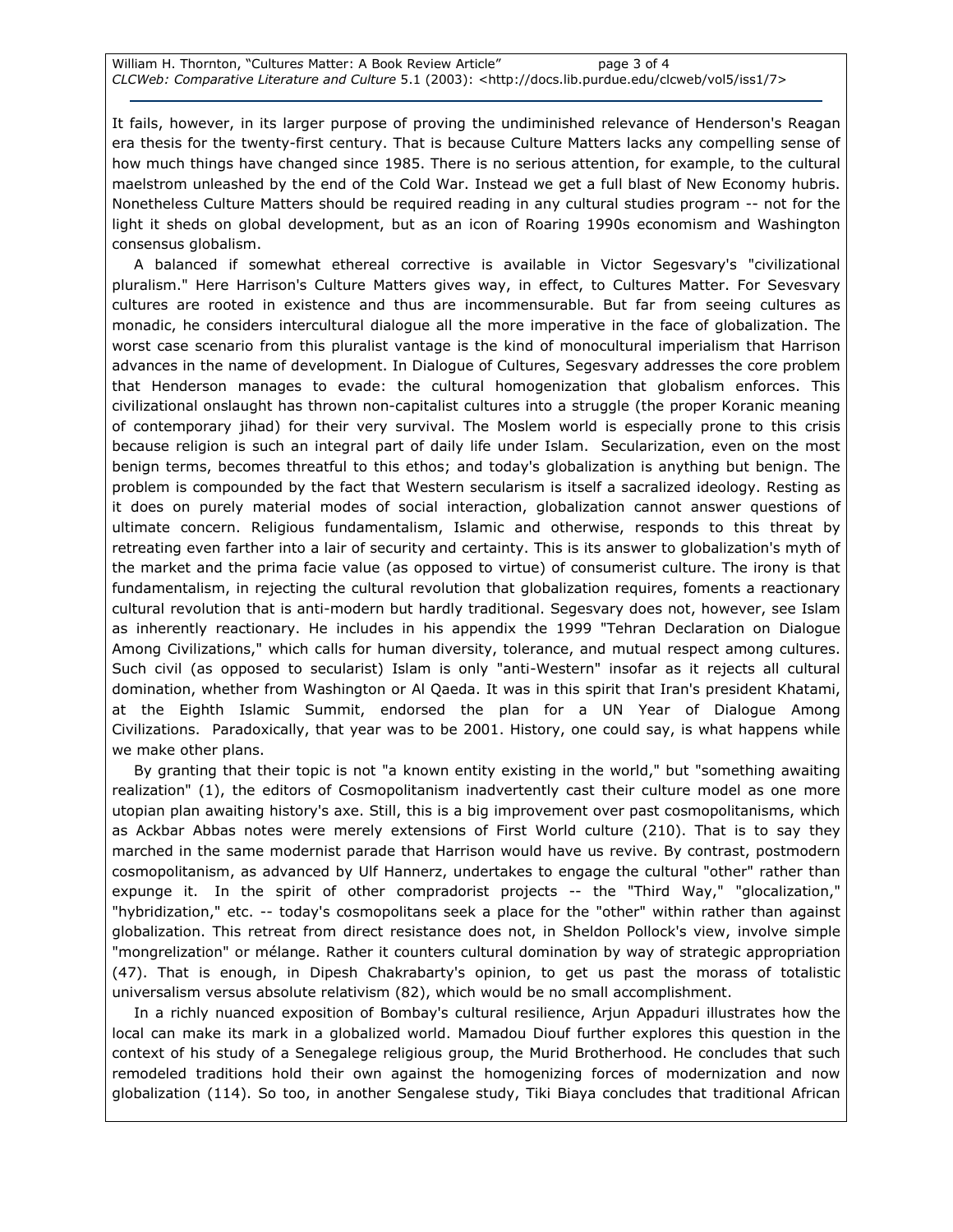It fails, however, in its larger purpose of proving the undiminished relevance of Henderson's Reagan era thesis for the twenty-first century. That is because Culture Matters lacks any compelling sense of how much things have changed since 1985. There is no serious attention, for example, to the cultural maelstrom unleashed by the end of the Cold War. Instead we get a full blast of New Economy hubris. Nonetheless Culture Matters should be required reading in any cultural studies program -- not for the light it sheds on global development, but as an icon of Roaring 1990s economism and Washington consensus globalism.

A balanced if somewhat ethereal corrective is available in Victor Segesvary's "civilizational pluralism." Here Harrison's Culture Matters gives way, in effect, to Cultures Matter. For Sevesvary cultures are rooted in existence and thus are incommensurable. But far from seeing cultures as monadic, he considers intercultural dialogue all the more imperative in the face of globalization. The worst case scenario from this pluralist vantage is the kind of monocultural imperialism that Harrison advances in the name of development. In Dialogue of Cultures, Segesvary addresses the core problem that Henderson manages to evade: the cultural homogenization that globalism enforces. This civilizational onslaught has thrown non-capitalist cultures into a struggle (the proper Koranic meaning of contemporary jihad) for their very survival. The Moslem world is especially prone to this crisis because religion is such an integral part of daily life under Islam. Secularization, even on the most benign terms, becomes threatful to this ethos; and today's globalization is anything but benign. The problem is compounded by the fact that Western secularism is itself a sacralized ideology. Resting as it does on purely material modes of social interaction, globalization cannot answer questions of ultimate concern. Religious fundamentalism, Islamic and otherwise, responds to this threat by retreating even farther into a lair of security and certainty. This is its answer to globalization's myth of the market and the prima facie value (as opposed to virtue) of consumerist culture. The irony is that fundamentalism, in rejecting the cultural revolution that globalization requires, foments a reactionary cultural revolution that is anti-modern but hardly traditional. Segesvary does not, however, see Islam as inherently reactionary. He includes in his appendix the 1999 "Tehran Declaration on Dialogue Among Civilizations," which calls for human diversity, tolerance, and mutual respect among cultures. Such civil (as opposed to secularist) Islam is only "anti-Western" insofar as it rejects all cultural domination, whether from Washington or Al Qaeda. It was in this spirit that Iran's president Khatami, at the Eighth Islamic Summit, endorsed the plan for a UN Year of Dialogue Among Civilizations. Paradoxically, that year was to be 2001. History, one could say, is what happens while we make other plans.

By granting that their topic is not "a known entity existing in the world," but "something awaiting realization" (1), the editors of Cosmopolitanism inadvertently cast their culture model as one more utopian plan awaiting history's axe. Still, this is a big improvement over past cosmopolitanisms, which as Ackbar Abbas notes were merely extensions of First World culture (210). That is to say they marched in the same modernist parade that Harrison would have us revive. By contrast, postmodern cosmopolitanism, as advanced by Ulf Hannerz, undertakes to engage the cultural "other" rather than expunge it. In the spirit of other compradorist projects -- the "Third Way," "glocalization," "hybridization," etc. -- today's cosmopolitans seek a place for the "other" within rather than against globalization. This retreat from direct resistance does not, in Sheldon Pollock's view, involve simple "mongrelization" or mélange. Rather it counters cultural domination by way of strategic appropriation (47). That is enough, in Dipesh Chakrabarty's opinion, to get us past the morass of totalistic universalism versus absolute relativism (82), which would be no small accomplishment.

In a richly nuanced exposition of Bombay's cultural resilience, Arjun Appaduri illustrates how the local can make its mark in a globalized world. Mamadou Diouf further explores this question in the context of his study of a Senegalege religious group, the Murid Brotherhood. He concludes that such remodeled traditions hold their own against the homogenizing forces of modernization and now globalization (114). So too, in another Sengalese study, Tiki Biaya concludes that traditional African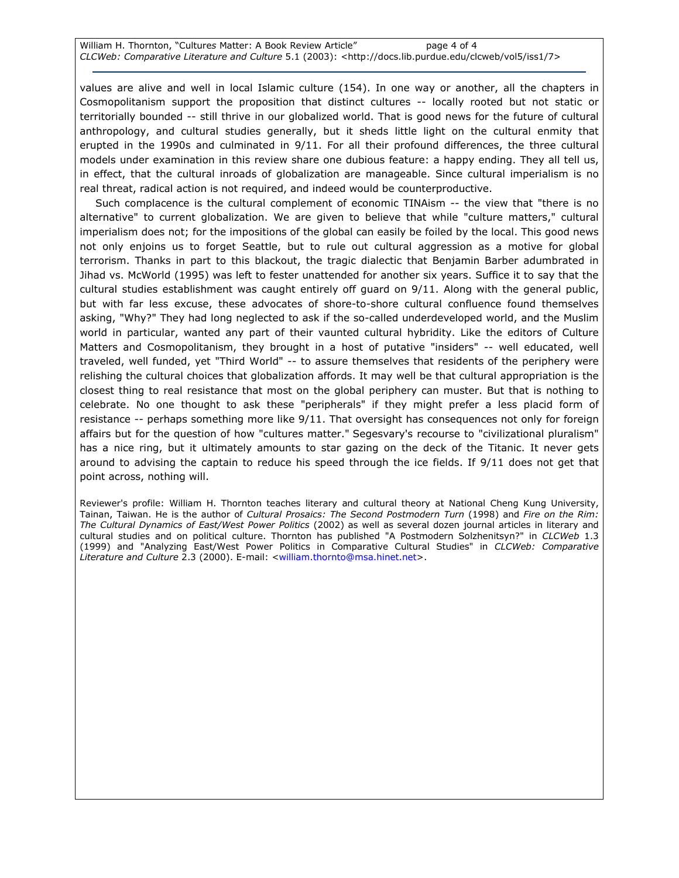values are alive and well in local Islamic culture (154). In one way or another, all the chapters in Cosmopolitanism support the proposition that distinct cultures -- locally rooted but not static or territorially bounded -- still thrive in our globalized world. That is good news for the future of cultural anthropology, and cultural studies generally, but it sheds little light on the cultural enmity that erupted in the 1990s and culminated in 9/11. For all their profound differences, the three cultural models under examination in this review share one dubious feature: a happy ending. They all tell us, in effect, that the cultural inroads of globalization are manageable. Since cultural imperialism is no real threat, radical action is not required, and indeed would be counterproductive.

Such complacence is the cultural complement of economic TINAism -- the view that "there is no alternative" to current globalization. We are given to believe that while "culture matters," cultural imperialism does not; for the impositions of the global can easily be foiled by the local. This good news not only enjoins us to forget Seattle, but to rule out cultural aggression as a motive for global terrorism. Thanks in part to this blackout, the tragic dialectic that Benjamin Barber adumbrated in Jihad vs. McWorld (1995) was left to fester unattended for another six years. Suffice it to say that the cultural studies establishment was caught entirely off guard on 9/11. Along with the general public, but with far less excuse, these advocates of shore-to-shore cultural confluence found themselves asking, "Why?" They had long neglected to ask if the so-called underdeveloped world, and the Muslim world in particular, wanted any part of their vaunted cultural hybridity. Like the editors of Culture Matters and Cosmopolitanism, they brought in a host of putative "insiders" -- well educated, well traveled, well funded, yet "Third World" -- to assure themselves that residents of the periphery were relishing the cultural choices that globalization affords. It may well be that cultural appropriation is the closest thing to real resistance that most on the global periphery can muster. But that is nothing to celebrate. No one thought to ask these "peripherals" if they might prefer a less placid form of resistance -- perhaps something more like 9/11. That oversight has consequences not only for foreign affairs but for the question of how "cultures matter." Segesvary's recourse to "civilizational pluralism" has a nice ring, but it ultimately amounts to star gazing on the deck of the Titanic. It never gets around to advising the captain to reduce his speed through the ice fields. If 9/11 does not get that point across, nothing will.

Reviewer's profile: William H. Thornton teaches literary and cultural theory at National Cheng Kung University, Tainan, Taiwan. He is the author of *Cultural Prosaics: The Second Postmodern Turn* (1998) and *Fire on the Rim: The Cultural Dynamics of East/West Power Politics* (2002) as well as several dozen journal articles in literary and cultural studies and on political culture. Thornton has published "A Postmodern Solzhenitsyn?" in *CLCWeb* 1.3 (1999) and "Analyzing East/West Power Politics in Comparative Cultural Studies" in *CLCWeb: Comparative Literature and Culture* 2.3 (2000). E-mail: <william.thornto@msa.hinet.net>.